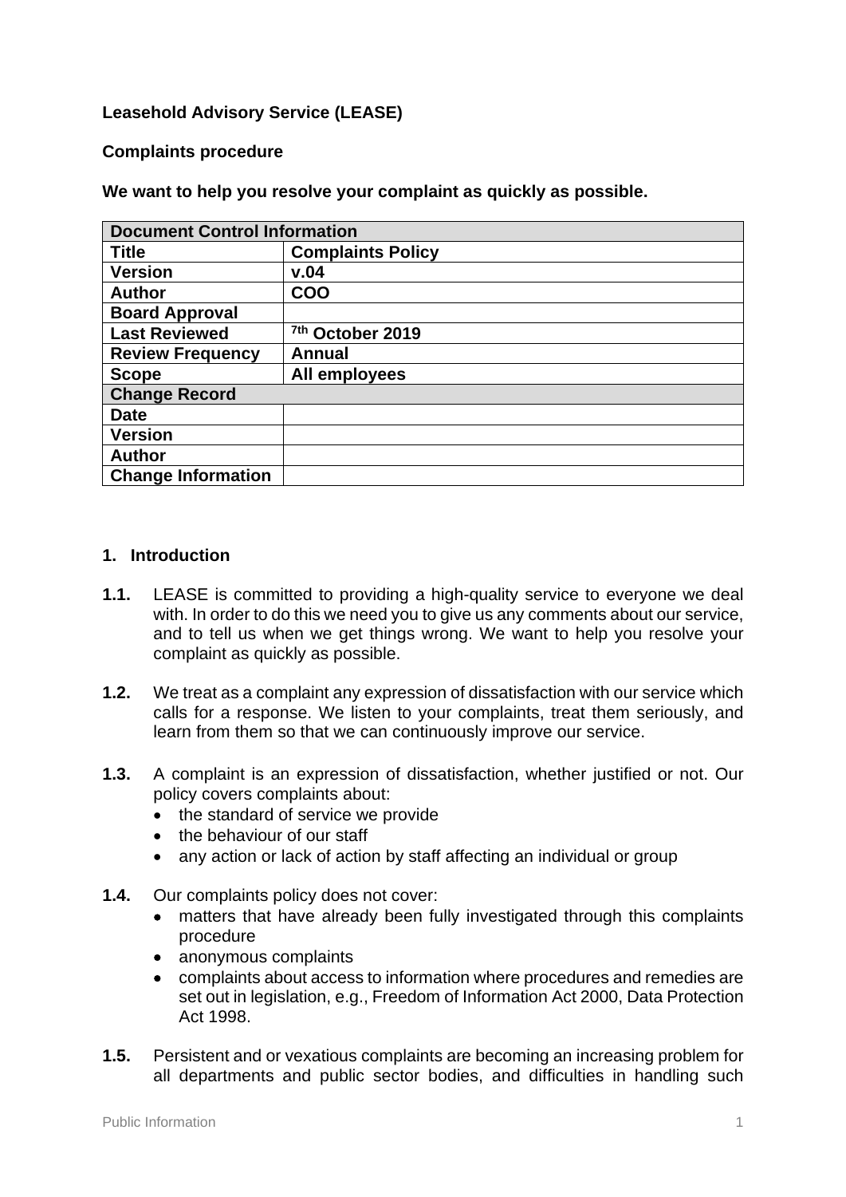**Leasehold Advisory Service (LEASE)**

**Complaints procedure**

**We want to help you resolve your complaint as quickly as possible.**

| **Document Control Information** | |
|---|---|
| **Title** | **Complaints Policy** |
| **Version** | **v.04** |
| **Author** | **COO** |
| **Board Approval** | |
| **Last Reviewed** | **7th October 2019** |
| **Review Frequency** | **Annual** |
| **Scope** | **All employees** |
| **Change Record** | |
| **Date** | |
| **Version** | |
| **Author** | |
| **Change Information** | |

## 1. Introduction

**1.1.** LEASE is committed to providing a high-quality service to everyone we deal with. In order to do this we need you to give us any comments about our service, and to tell us when we get things wrong. We want to help you resolve your complaint as quickly as possible.

**1.2.** We treat as a complaint any expression of dissatisfaction with our service which calls for a response. We listen to your complaints, treat them seriously, and learn from them so that we can continuously improve our service.

**1.3.** A complaint is an expression of dissatisfaction, whether justified or not. Our policy covers complaints about:

- the standard of service we provide
- the behaviour of our staff
- any action or lack of action by staff affecting an individual or group

**1.4.** Our complaints policy does not cover:

- matters that have already been fully investigated through this complaints procedure
- anonymous complaints
- complaints about access to information where procedures and remedies are set out in legislation, e.g., Freedom of Information Act 2000, Data Protection Act 1998.

**1.5.** Persistent and or vexatious complaints are becoming an increasing problem for all departments and public sector bodies, and difficulties in handling such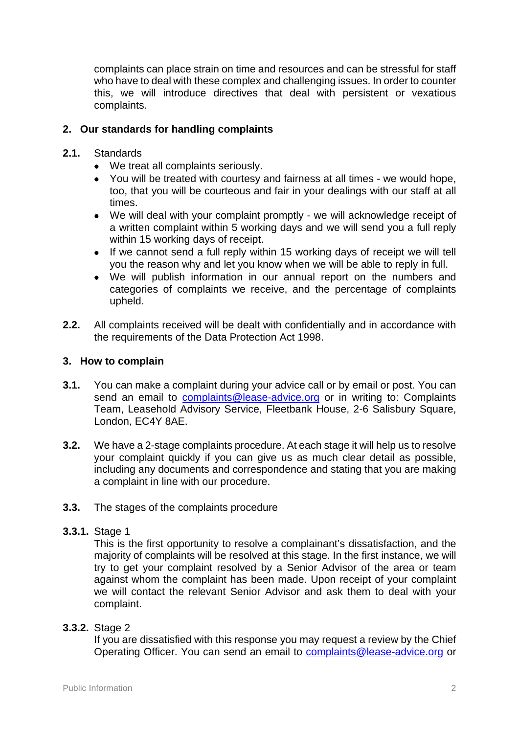complaints can place strain on time and resources and can be stressful for staff who have to deal with these complex and challenging issues. In order to counter this, we will introduce directives that deal with persistent or vexatious complaints.

## 2. Our standards for handling complaints

**2.1.** Standards

- We treat all complaints seriously.
- You will be treated with courtesy and fairness at all times - we would hope, too, that you will be courteous and fair in your dealings with our staff at all times.
- We will deal with your complaint promptly - we will acknowledge receipt of a written complaint within 5 working days and we will send you a full reply within 15 working days of receipt.
- If we cannot send a full reply within 15 working days of receipt we will tell you the reason why and let you know when we will be able to reply in full.
- We will publish information in our annual report on the numbers and categories of complaints we receive, and the percentage of complaints upheld.

**2.2.** All complaints received will be dealt with confidentially and in accordance with the requirements of the Data Protection Act 1998.

## 3. How to complain

**3.1.** You can make a complaint during your advice call or by email or post. You can send an email to complaints@lease-advice.org or in writing to: Complaints Team, Leasehold Advisory Service, Fleetbank House, 2-6 Salisbury Square, London, EC4Y 8AE.

**3.2.** We have a 2-stage complaints procedure. At each stage it will help us to resolve your complaint quickly if you can give us as much clear detail as possible, including any documents and correspondence and stating that you are making a complaint in line with our procedure.

**3.3.** The stages of the complaints procedure

**3.3.1.** Stage 1

This is the first opportunity to resolve a complainant's dissatisfaction, and the majority of complaints will be resolved at this stage. In the first instance, we will try to get your complaint resolved by a Senior Advisor of the area or team against whom the complaint has been made. Upon receipt of your complaint we will contact the relevant Senior Advisor and ask them to deal with your complaint.

**3.3.2.** Stage 2

If you are dissatisfied with this response you may request a review by the Chief Operating Officer. You can send an email to complaints@lease-advice.org or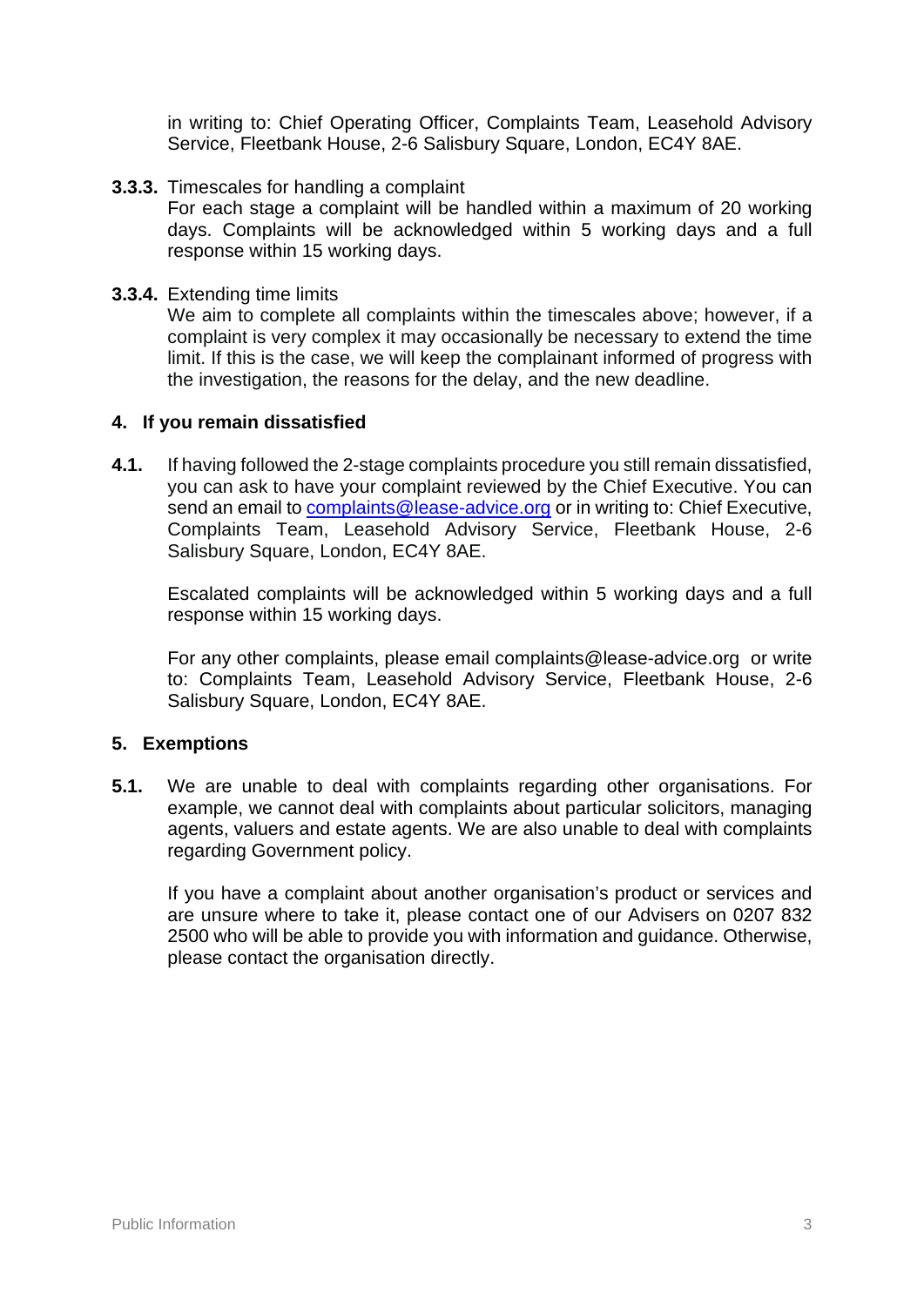in writing to: Chief Operating Officer, Complaints Team, Leasehold Advisory Service, Fleetbank House, 2-6 Salisbury Square, London, EC4Y 8AE.

**3.3.3.** Timescales for handling a complaint
For each stage a complaint will be handled within a maximum of 20 working days. Complaints will be acknowledged within 5 working days and a full response within 15 working days.

**3.3.4.** Extending time limits
We aim to complete all complaints within the timescales above; however, if a complaint is very complex it may occasionally be necessary to extend the time limit. If this is the case, we will keep the complainant informed of progress with the investigation, the reasons for the delay, and the new deadline.

## 4. If you remain dissatisfied

**4.1.** If having followed the 2-stage complaints procedure you still remain dissatisfied, you can ask to have your complaint reviewed by the Chief Executive. You can send an email to complaints@lease-advice.org or in writing to: Chief Executive, Complaints Team, Leasehold Advisory Service, Fleetbank House, 2-6 Salisbury Square, London, EC4Y 8AE.

Escalated complaints will be acknowledged within 5 working days and a full response within 15 working days.

For any other complaints, please email complaints@lease-advice.org or write to: Complaints Team, Leasehold Advisory Service, Fleetbank House, 2-6 Salisbury Square, London, EC4Y 8AE.

## 5. Exemptions

**5.1.** We are unable to deal with complaints regarding other organisations. For example, we cannot deal with complaints about particular solicitors, managing agents, valuers and estate agents. We are also unable to deal with complaints regarding Government policy.

If you have a complaint about another organisation's product or services and are unsure where to take it, please contact one of our Advisers on 0207 832 2500 who will be able to provide you with information and guidance. Otherwise, please contact the organisation directly.